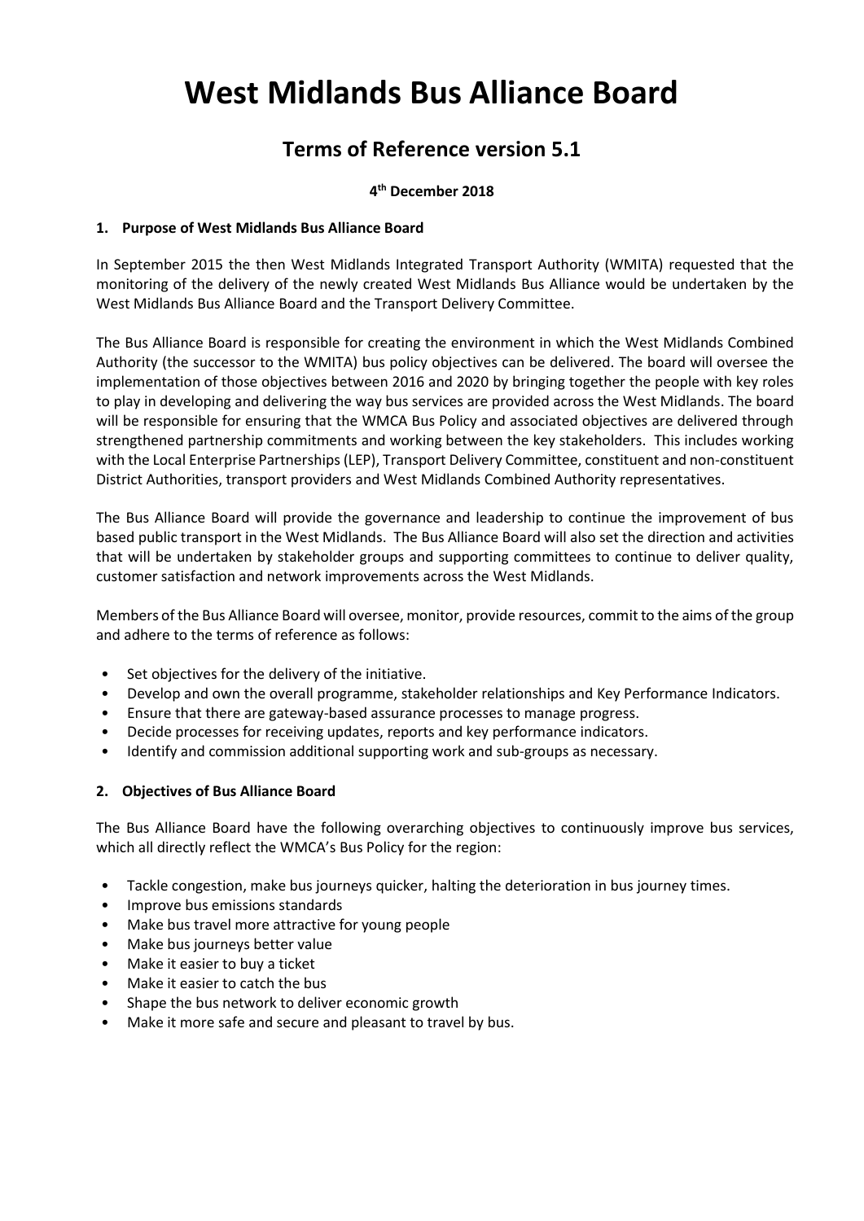# West Midlands Bus Alliance Board

## Terms of Reference version 5.1

**4th December 2018**

### 1. Purpose of West Midlands Bus Alliance Board

In September 2015 the then West Midlands Integrated Transport Authority (WMITA) requested that the monitoring of the delivery of the newly created West Midlands Bus Alliance would be undertaken by the West Midlands Bus Alliance Board and the Transport Delivery Committee.

The Bus Alliance Board is responsible for creating the environment in which the West Midlands Combined Authority (the successor to the WMITA) bus policy objectives can be delivered. The board will oversee the implementation of those objectives between 2016 and 2020 by bringing together the people with key roles to play in developing and delivering the way bus services are provided across the West Midlands. The board will be responsible for ensuring that the WMCA Bus Policy and associated objectives are delivered through strengthened partnership commitments and working between the key stakeholders. This includes working with the Local Enterprise Partnerships (LEP), Transport Delivery Committee, constituent and non-constituent District Authorities, transport providers and West Midlands Combined Authority representatives.

The Bus Alliance Board will provide the governance and leadership to continue the improvement of bus based public transport in the West Midlands. The Bus Alliance Board will also set the direction and activities that will be undertaken by stakeholder groups and supporting committees to continue to deliver quality, customer satisfaction and network improvements across the West Midlands.

Members of the Bus Alliance Board will oversee, monitor, provide resources, commit to the aims of the group and adhere to the terms of reference as follows:

- Set objectives for the delivery of the initiative.
- Develop and own the overall programme, stakeholder relationships and Key Performance Indicators.
- Ensure that there are gateway-based assurance processes to manage progress.
- Decide processes for receiving updates, reports and key performance indicators.
- Identify and commission additional supporting work and sub-groups as necessary.

### 2. Objectives of Bus Alliance Board

The Bus Alliance Board have the following overarching objectives to continuously improve bus services, which all directly reflect the WMCA's Bus Policy for the region:

- Tackle congestion, make bus journeys quicker, halting the deterioration in bus journey times.
- Improve bus emissions standards
- Make bus travel more attractive for young people
- Make bus journeys better value
- Make it easier to buy a ticket
- Make it easier to catch the bus
- Shape the bus network to deliver economic growth
- Make it more safe and secure and pleasant to travel by bus.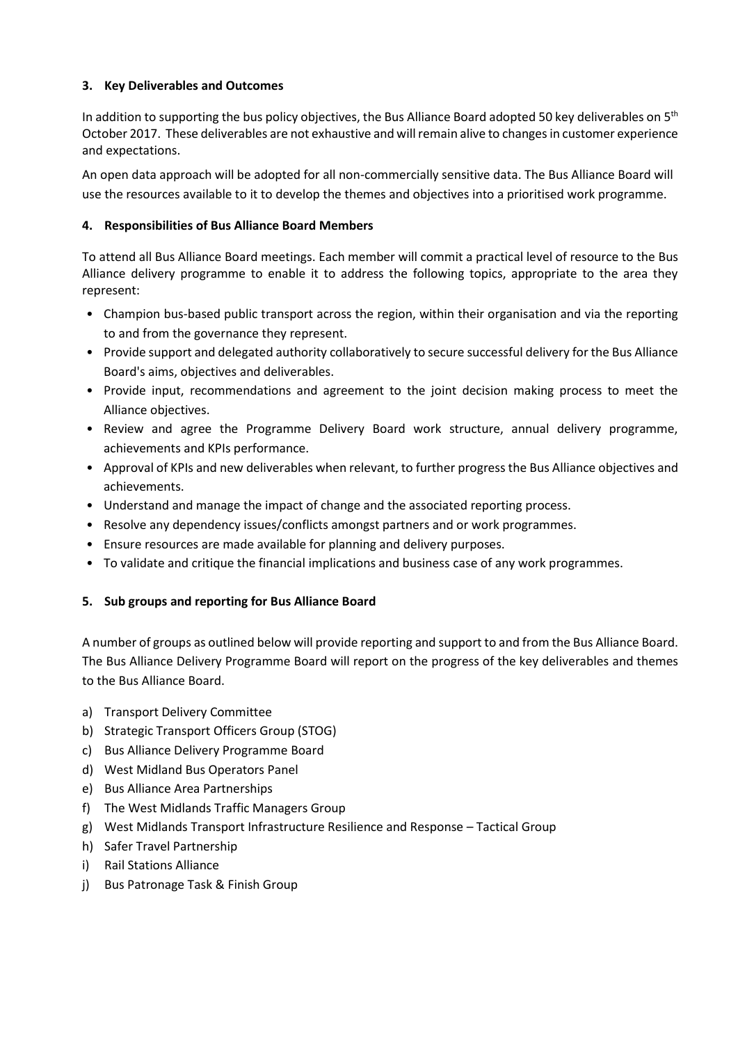### 3. Key Deliverables and Outcomes

In addition to supporting the bus policy objectives, the Bus Alliance Board adopted 50 key deliverables on 5th October 2017. These deliverables are not exhaustive and will remain alive to changes in customer experience and expectations.

An open data approach will be adopted for all non-commercially sensitive data. The Bus Alliance Board will use the resources available to it to develop the themes and objectives into a prioritised work programme.

### 4. Responsibilities of Bus Alliance Board Members

To attend all Bus Alliance Board meetings. Each member will commit a practical level of resource to the Bus Alliance delivery programme to enable it to address the following topics, appropriate to the area they represent:

- Champion bus-based public transport across the region, within their organisation and via the reporting to and from the governance they represent.
- Provide support and delegated authority collaboratively to secure successful delivery for the Bus Alliance Board's aims, objectives and deliverables.
- Provide input, recommendations and agreement to the joint decision making process to meet the Alliance objectives.
- Review and agree the Programme Delivery Board work structure, annual delivery programme, achievements and KPIs performance.
- Approval of KPIs and new deliverables when relevant, to further progress the Bus Alliance objectives and achievements.
- Understand and manage the impact of change and the associated reporting process.
- Resolve any dependency issues/conflicts amongst partners and or work programmes.
- Ensure resources are made available for planning and delivery purposes.
- To validate and critique the financial implications and business case of any work programmes.

### 5. Sub groups and reporting for Bus Alliance Board

A number of groups as outlined below will provide reporting and support to and from the Bus Alliance Board. The Bus Alliance Delivery Programme Board will report on the progress of the key deliverables and themes to the Bus Alliance Board.

a) Transport Delivery Committee
b) Strategic Transport Officers Group (STOG)
c) Bus Alliance Delivery Programme Board
d) West Midland Bus Operators Panel
e) Bus Alliance Area Partnerships
f) The West Midlands Traffic Managers Group
g) West Midlands Transport Infrastructure Resilience and Response – Tactical Group
h) Safer Travel Partnership
i) Rail Stations Alliance
j) Bus Patronage Task & Finish Group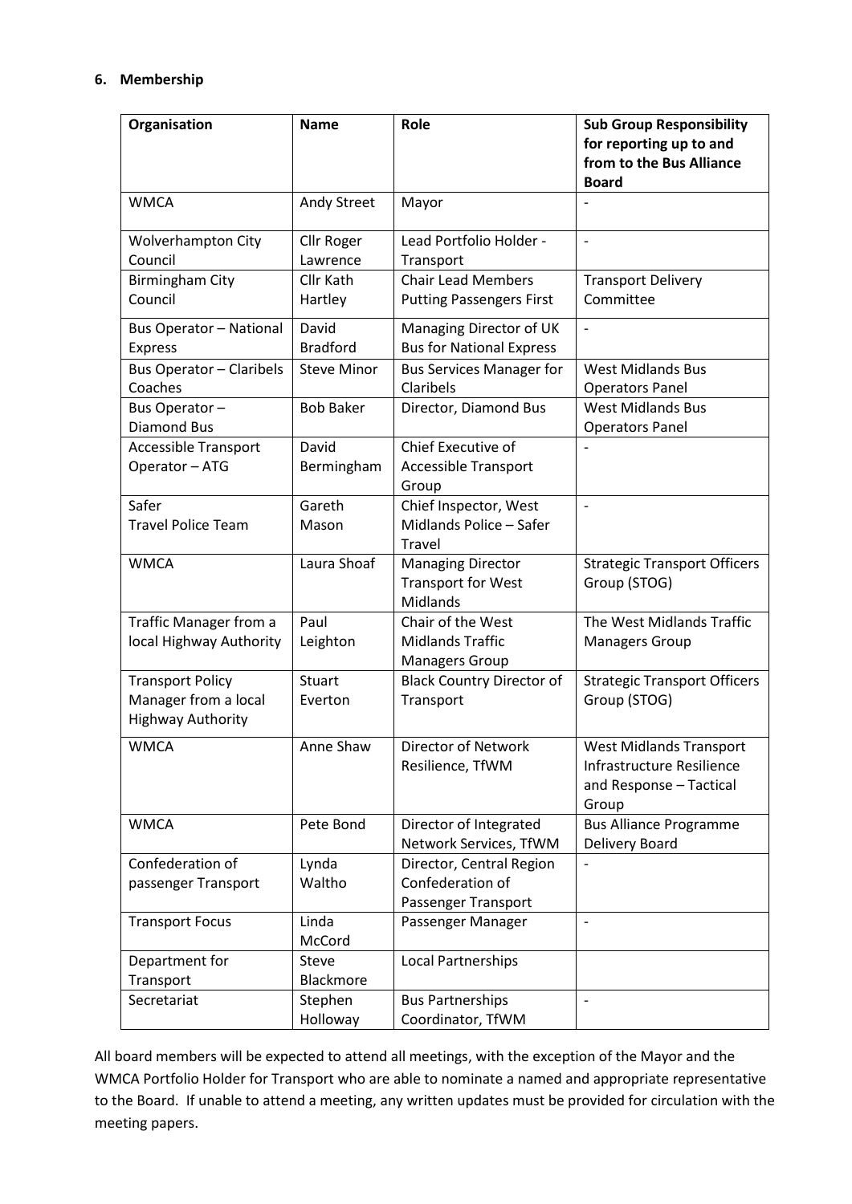## 6. Membership

| Organisation | Name | Role | Sub Group Responsibility for reporting up to and from to the Bus Alliance Board |
|---|---|---|---|
| WMCA | Andy Street | Mayor | - |
| Wolverhampton City Council | Cllr Roger Lawrence | Lead Portfolio Holder - Transport | - |
| Birmingham City Council | Cllr Kath Hartley | Chair Lead Members Putting Passengers First | Transport Delivery Committee |
| Bus Operator – National Express | David Bradford | Managing Director of UK Bus for National Express | - |
| Bus Operator – Claribels Coaches | Steve Minor | Bus Services Manager for Claribels | West Midlands Bus Operators Panel |
| Bus Operator – Diamond Bus | Bob Baker | Director, Diamond Bus | West Midlands Bus Operators Panel |
| Accessible Transport Operator – ATG | David Bermingham | Chief Executive of Accessible Transport Group | - |
| Safer Travel Police Team | Gareth Mason | Chief Inspector, West Midlands Police – Safer Travel | - |
| WMCA | Laura Shoaf | Managing Director Transport for West Midlands | Strategic Transport Officers Group (STOG) |
| Traffic Manager from a local Highway Authority | Paul Leighton | Chair of the West Midlands Traffic Managers Group | The West Midlands Traffic Managers Group |
| Transport Policy Manager from a local Highway Authority | Stuart Everton | Black Country Director of Transport | Strategic Transport Officers Group (STOG) |
| WMCA | Anne Shaw | Director of Network Resilience, TfWM | West Midlands Transport Infrastructure Resilience and Response – Tactical Group |
| WMCA | Pete Bond | Director of Integrated Network Services, TfWM | Bus Alliance Programme Delivery Board |
| Confederation of passenger Transport | Lynda Waltho | Director, Central Region Confederation of Passenger Transport | - |
| Transport Focus | Linda McCord | Passenger Manager | - |
| Department for Transport | Steve Blackmore | Local Partnerships | |
| Secretariat | Stephen Holloway | Bus Partnerships Coordinator, TfWM | - |

All board members will be expected to attend all meetings, with the exception of the Mayor and the WMCA Portfolio Holder for Transport who are able to nominate a named and appropriate representative to the Board. If unable to attend a meeting, any written updates must be provided for circulation with the meeting papers.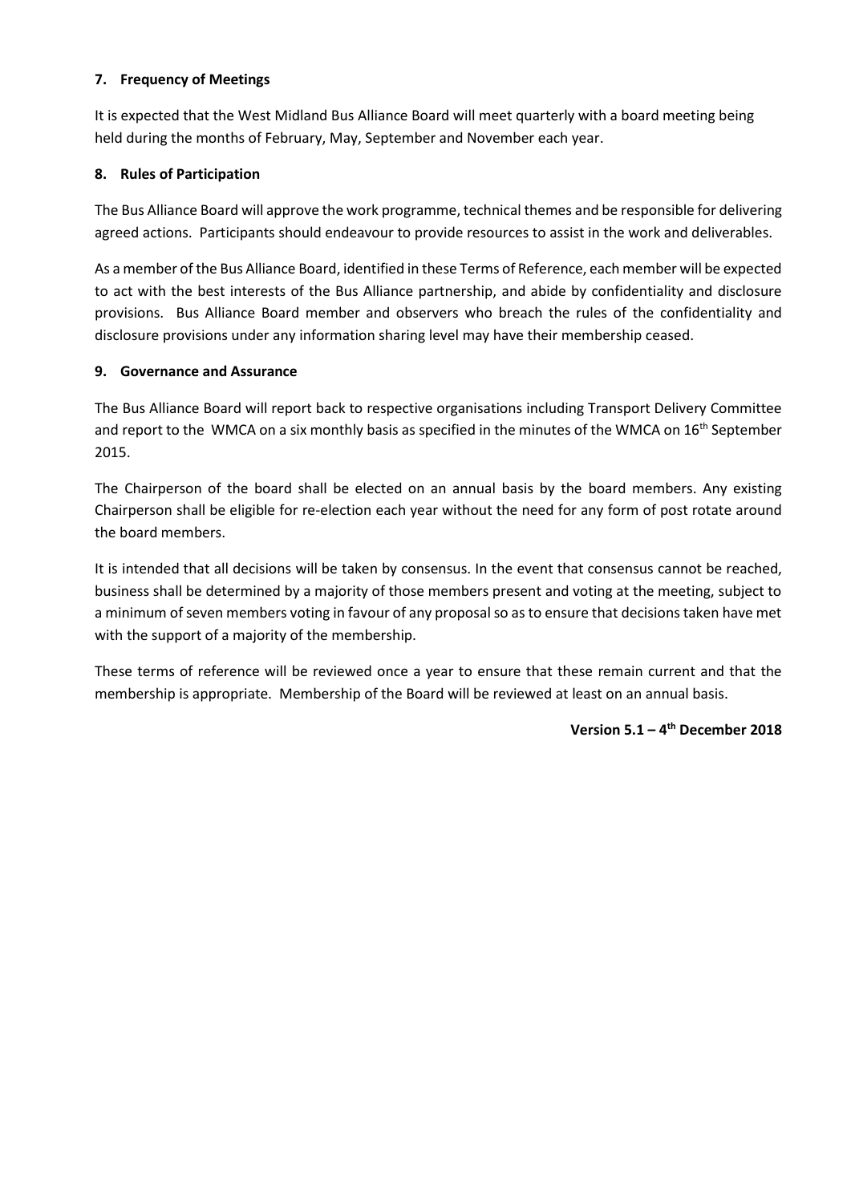## 7. Frequency of Meetings

It is expected that the West Midland Bus Alliance Board will meet quarterly with a board meeting being held during the months of February, May, September and November each year.

## 8. Rules of Participation

The Bus Alliance Board will approve the work programme, technical themes and be responsible for delivering agreed actions. Participants should endeavour to provide resources to assist in the work and deliverables.

As a member of the Bus Alliance Board, identified in these Terms of Reference, each member will be expected to act with the best interests of the Bus Alliance partnership, and abide by confidentiality and disclosure provisions. Bus Alliance Board member and observers who breach the rules of the confidentiality and disclosure provisions under any information sharing level may have their membership ceased.

## 9. Governance and Assurance

The Bus Alliance Board will report back to respective organisations including Transport Delivery Committee and report to the WMCA on a six monthly basis as specified in the minutes of the WMCA on 16th September 2015.

The Chairperson of the board shall be elected on an annual basis by the board members. Any existing Chairperson shall be eligible for re-election each year without the need for any form of post rotate around the board members.

It is intended that all decisions will be taken by consensus. In the event that consensus cannot be reached, business shall be determined by a majority of those members present and voting at the meeting, subject to a minimum of seven members voting in favour of any proposal so as to ensure that decisions taken have met with the support of a majority of the membership.

These terms of reference will be reviewed once a year to ensure that these remain current and that the membership is appropriate. Membership of the Board will be reviewed at least on an annual basis.

**Version 5.1 – 4th December 2018**